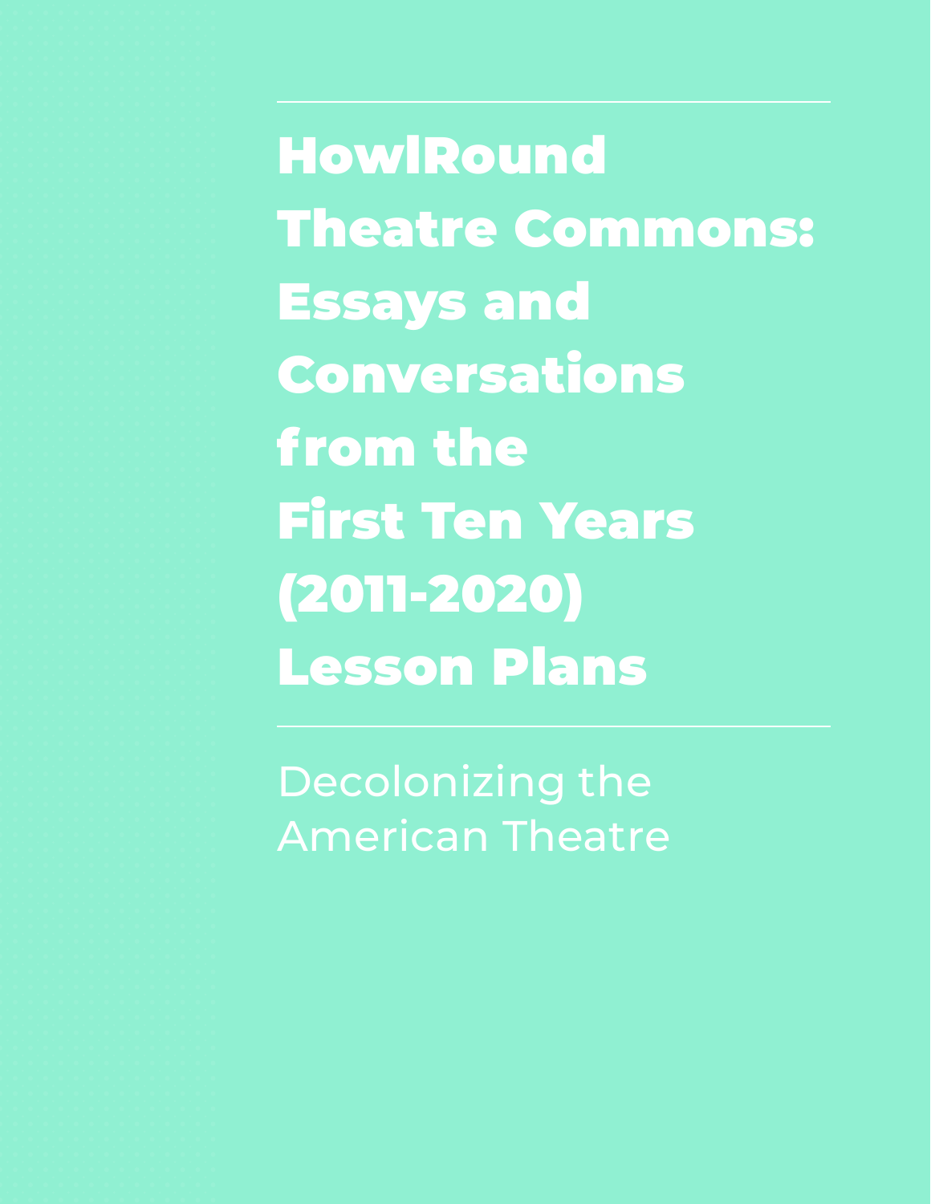# HowlRound Theatre Commons: Essays and Conversations from the First Ten Years (2011-2020) Lesson Plans

## Decolonizing the American Theatre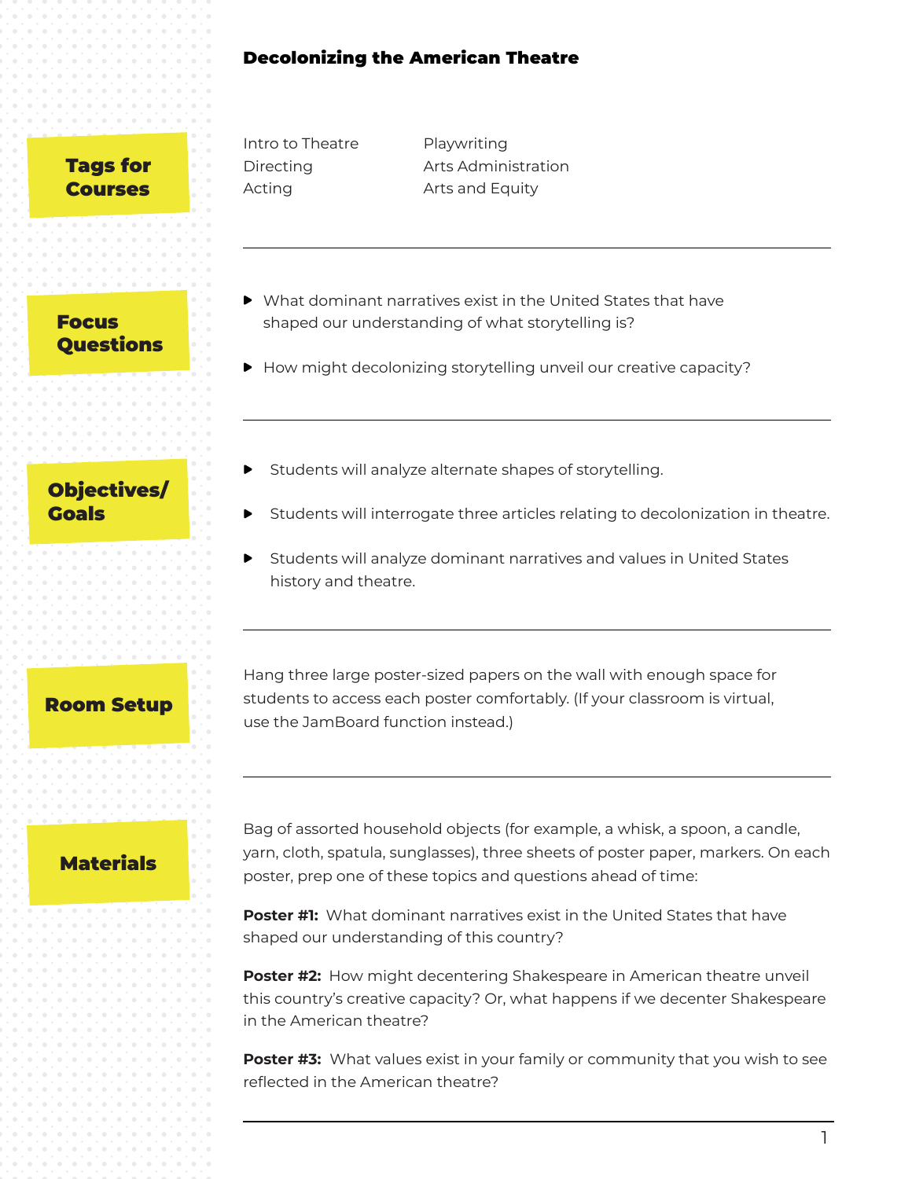# Decolonizing the American Theatre

## Tags for Courses

Intro to Theatre
Directing
Acting
Playwriting
Arts Administration
Arts and Equity

## Focus Questions

- What dominant narratives exist in the United States that have shaped our understanding of what storytelling is?
- How might decolonizing storytelling unveil our creative capacity?

## Objectives/ Goals

- Students will analyze alternate shapes of storytelling.
- Students will interrogate three articles relating to decolonization in theatre.
- Students will analyze dominant narratives and values in United States history and theatre.

## Room Setup

Hang three large poster-sized papers on the wall with enough space for students to access each poster comfortably. (If your classroom is virtual, use the JamBoard function instead.)

## Materials

Bag of assorted household objects (for example, a whisk, a spoon, a candle, yarn, cloth, spatula, sunglasses), three sheets of poster paper, markers. On each poster, prep one of these topics and questions ahead of time:

**Poster #1:** What dominant narratives exist in the United States that have shaped our understanding of this country?

**Poster #2:** How might decentering Shakespeare in American theatre unveil this country's creative capacity? Or, what happens if we decenter Shakespeare in the American theatre?

**Poster #3:** What values exist in your family or community that you wish to see reflected in the American theatre?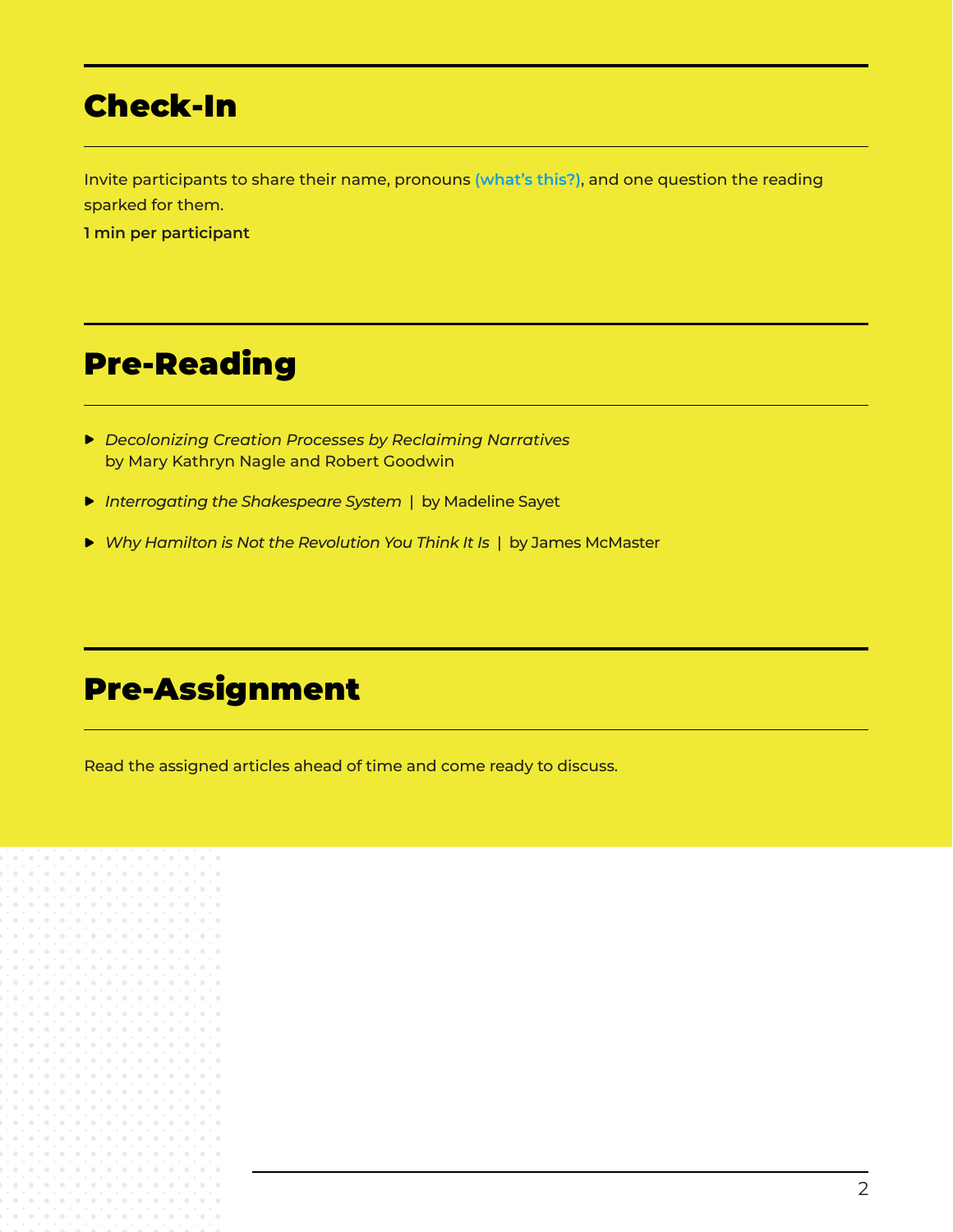## Check-In

Invite participants to share their name, pronouns (what's this?), and one question the reading sparked for them.

**1 min per participant**

## Pre-Reading

- *Decolonizing Creation Processes by Reclaiming Narratives* by Mary Kathryn Nagle and Robert Goodwin
- *Interrogating the Shakespeare System* | by Madeline Sayet
- *Why Hamilton is Not the Revolution You Think It Is* | by James McMaster

## Pre-Assignment

Read the assigned articles ahead of time and come ready to discuss.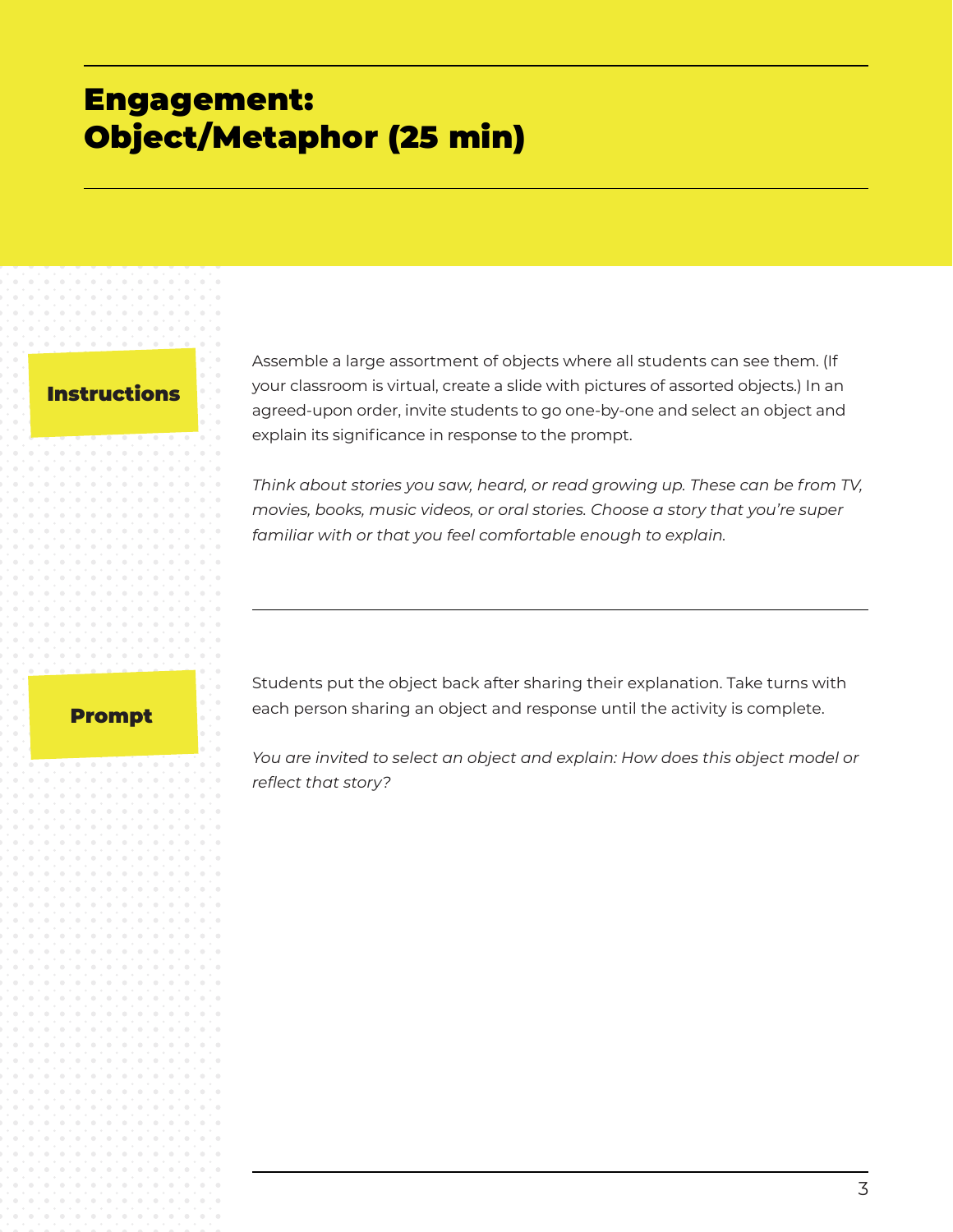# Engagement: Object/Metaphor (25 min)

**Instructions**

Assemble a large assortment of objects where all students can see them. (If your classroom is virtual, create a slide with pictures of assorted objects.) In an agreed-upon order, invite students to go one-by-one and select an object and explain its significance in response to the prompt.

*Think about stories you saw, heard, or read growing up. These can be from TV, movies, books, music videos, or oral stories. Choose a story that you're super familiar with or that you feel comfortable enough to explain.*

**Prompt**

Students put the object back after sharing their explanation. Take turns with each person sharing an object and response until the activity is complete.

*You are invited to select an object and explain: How does this object model or reflect that story?*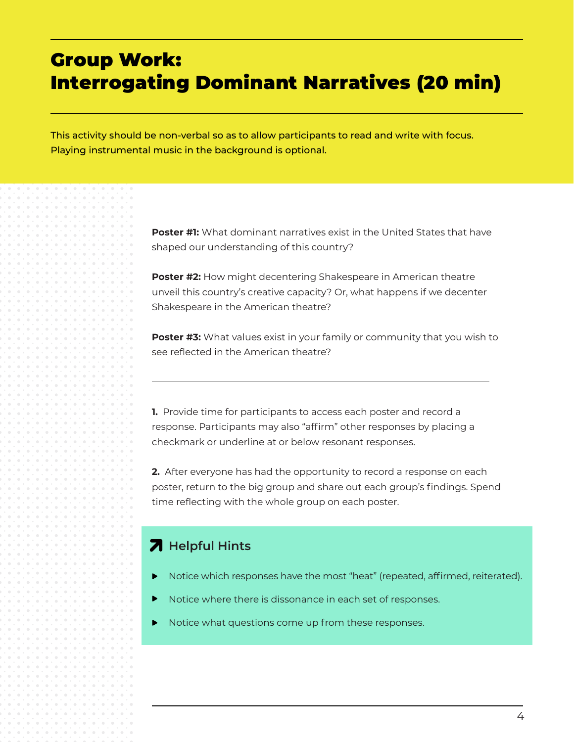# Group Work: Interrogating Dominant Narratives (20 min)

This activity should be non-verbal so as to allow participants to read and write with focus. Playing instrumental music in the background is optional.

**Poster #1:** What dominant narratives exist in the United States that have shaped our understanding of this country?

**Poster #2:** How might decentering Shakespeare in American theatre unveil this country's creative capacity? Or, what happens if we decenter Shakespeare in the American theatre?

**Poster #3:** What values exist in your family or community that you wish to see reflected in the American theatre?

---

**1.** Provide time for participants to access each poster and record a response. Participants may also "affirm" other responses by placing a checkmark or underline at or below resonant responses.

**2.** After everyone has had the opportunity to record a response on each poster, return to the big group and share out each group's findings. Spend time reflecting with the whole group on each poster.

### Helpful Hints

- Notice which responses have the most "heat" (repeated, affirmed, reiterated).
- Notice where there is dissonance in each set of responses.
- Notice what questions come up from these responses.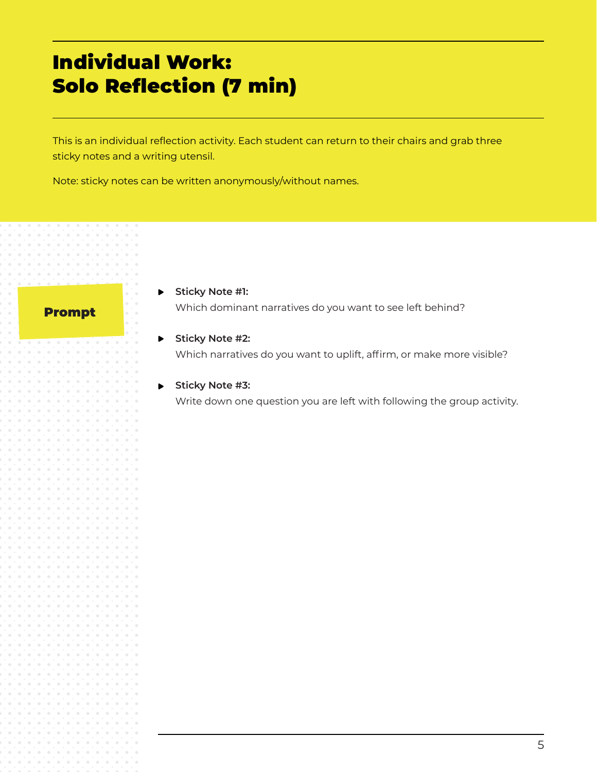# Individual Work:
# Solo Reflection (7 min)

This is an individual reflection activity. Each student can return to their chairs and grab three sticky notes and a writing utensil.

Note: sticky notes can be written anonymously/without names.

**Prompt**

- **Sticky Note #1:**
  Which dominant narratives do you want to see left behind?

- **Sticky Note #2:**
  Which narratives do you want to uplift, affirm, or make more visible?

- **Sticky Note #3:**
  Write down one question you are left with following the group activity.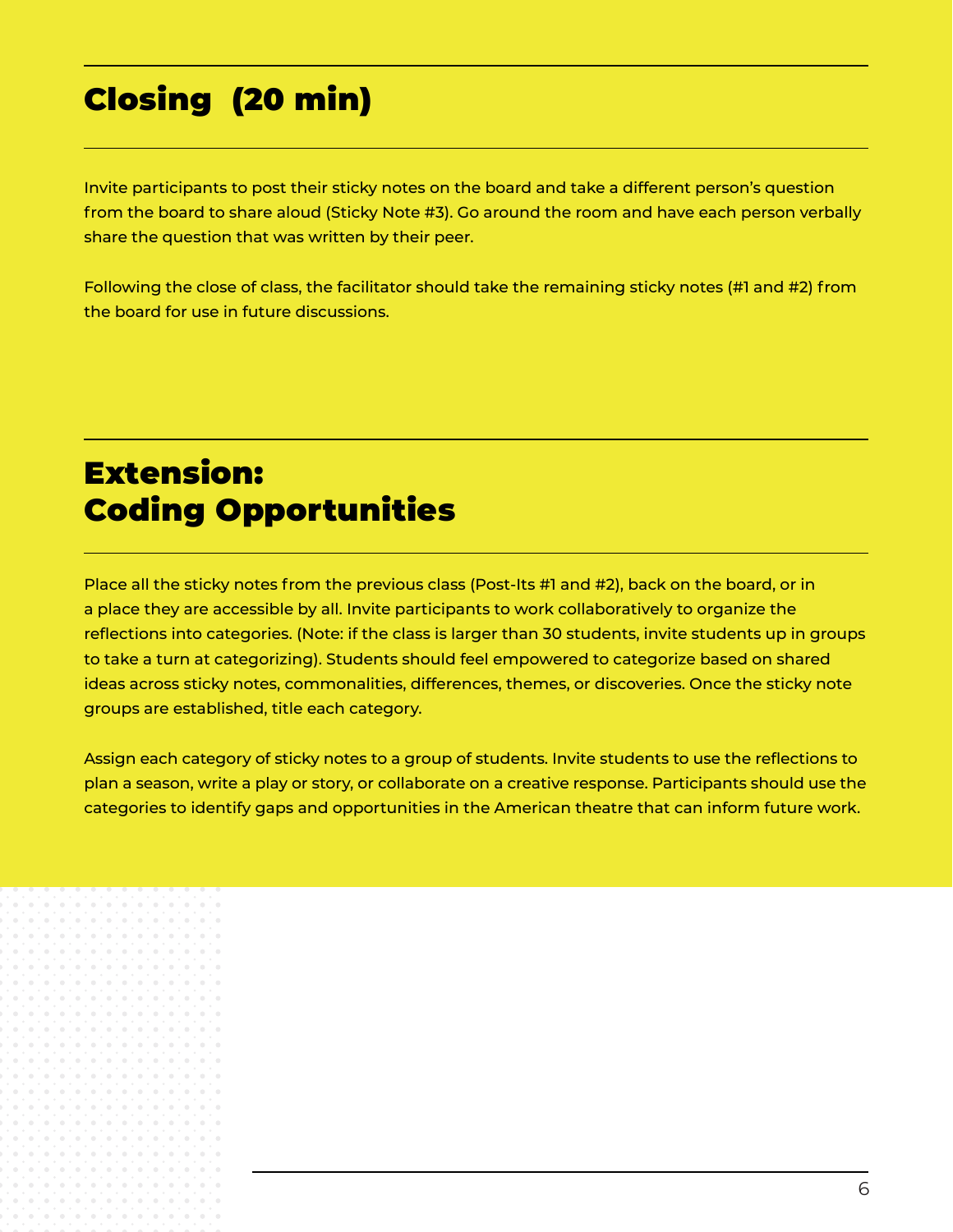## Closing (20 min)

Invite participants to post their sticky notes on the board and take a different person's question from the board to share aloud (Sticky Note #3). Go around the room and have each person verbally share the question that was written by their peer.

Following the close of class, the facilitator should take the remaining sticky notes (#1 and #2) from the board for use in future discussions.

## Extension: Coding Opportunities

Place all the sticky notes from the previous class (Post-Its #1 and #2), back on the board, or in a place they are accessible by all. Invite participants to work collaboratively to organize the reflections into categories. (Note: if the class is larger than 30 students, invite students up in groups to take a turn at categorizing). Students should feel empowered to categorize based on shared ideas across sticky notes, commonalities, differences, themes, or discoveries. Once the sticky note groups are established, title each category.

Assign each category of sticky notes to a group of students. Invite students to use the reflections to plan a season, write a play or story, or collaborate on a creative response. Participants should use the categories to identify gaps and opportunities in the American theatre that can inform future work.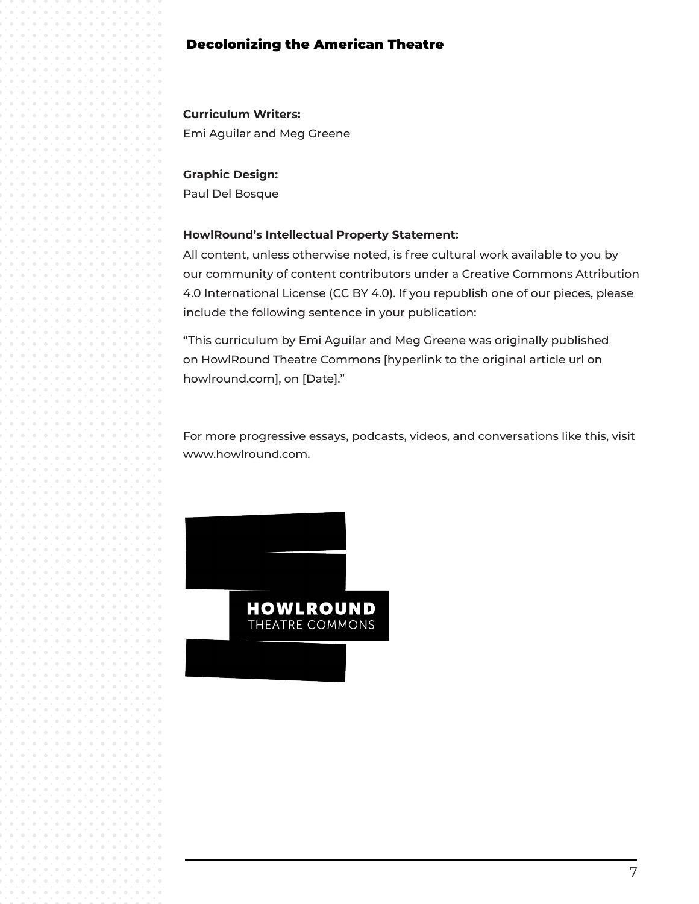**Curriculum Writers:**
Emi Aguilar and Meg Greene

**Graphic Design:**
Paul Del Bosque

**HowlRound's Intellectual Property Statement:**
All content, unless otherwise noted, is free cultural work available to you by our community of content contributors under a Creative Commons Attribution 4.0 International License (CC BY 4.0). If you republish one of our pieces, please include the following sentence in your publication:

"This curriculum by Emi Aguilar and Meg Greene was originally published on HowlRound Theatre Commons [hyperlink to the original article url on howlround.com], on [Date]."

For more progressive essays, podcasts, videos, and conversations like this, visit www.howlround.com.

HOWLROUND
THEATRE COMMONS